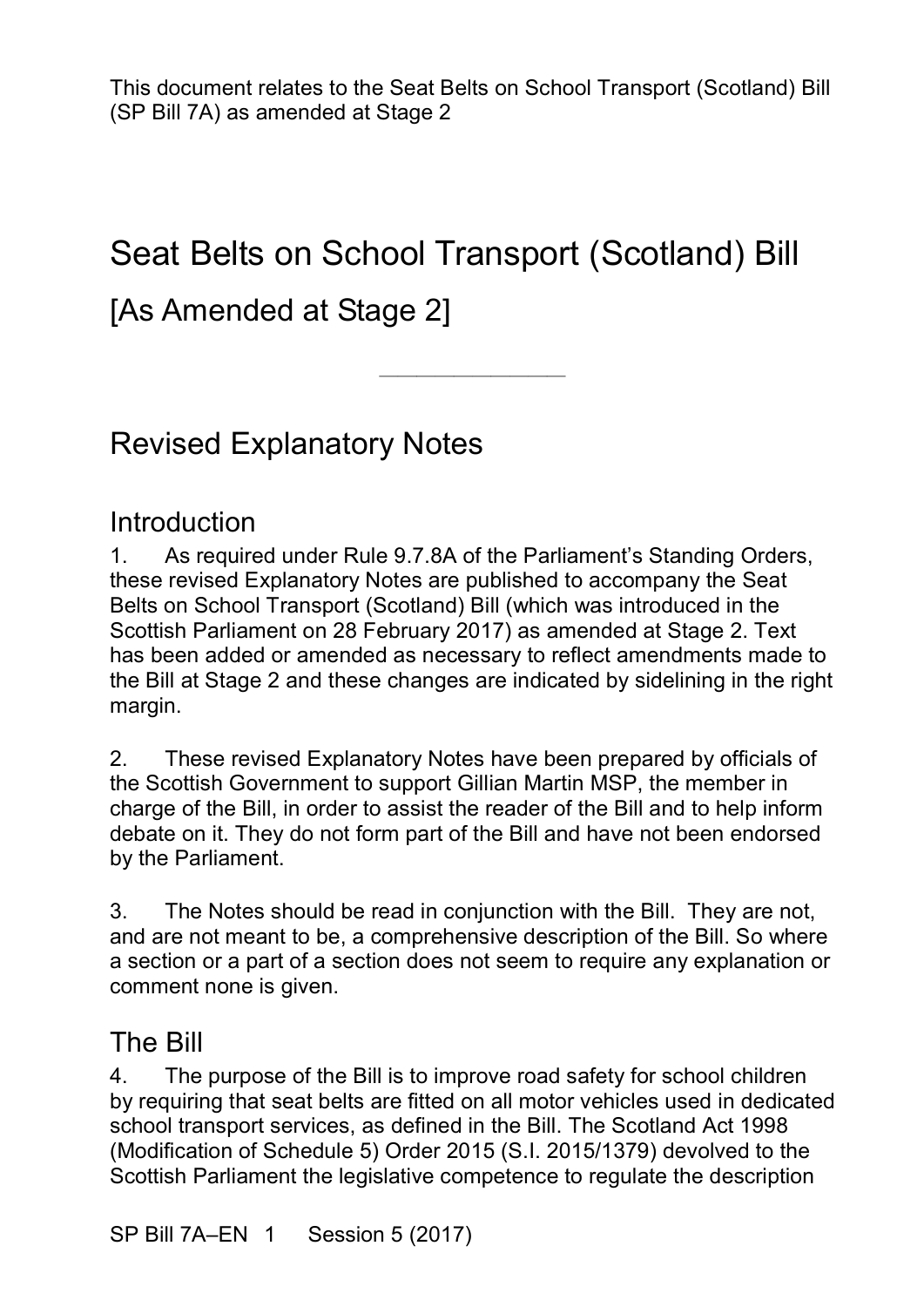This document relates to the Seat Belts on School Transport (Scotland) Bill (SP Bill 7A) as amended at Stage 2

# Seat Belts on School Transport (Scotland) Bill

## [As Amended at Stage 2]

---

## Revised Explanatory Notes

### Introduction

1. As required under Rule 9.7.8A of the Parliament's Standing Orders, these revised Explanatory Notes are published to accompany the Seat Belts on School Transport (Scotland) Bill (which was introduced in the Scottish Parliament on 28 February 2017) as amended at Stage 2. Text has been added or amended as necessary to reflect amendments made to the Bill at Stage 2 and these changes are indicated by sidelining in the right margin.

2. These revised Explanatory Notes have been prepared by officials of the Scottish Government to support Gillian Martin MSP, the member in charge of the Bill, in order to assist the reader of the Bill and to help inform debate on it. They do not form part of the Bill and have not been endorsed by the Parliament.

3. The Notes should be read in conjunction with the Bill. They are not, and are not meant to be, a comprehensive description of the Bill. So where a section or a part of a section does not seem to require any explanation or comment none is given.

### The Bill

4. The purpose of the Bill is to improve road safety for school children by requiring that seat belts are fitted on all motor vehicles used in dedicated school transport services, as defined in the Bill. The Scotland Act 1998 (Modification of Schedule 5) Order 2015 (S.I. 2015/1379) devolved to the Scottish Parliament the legislative competence to regulate the description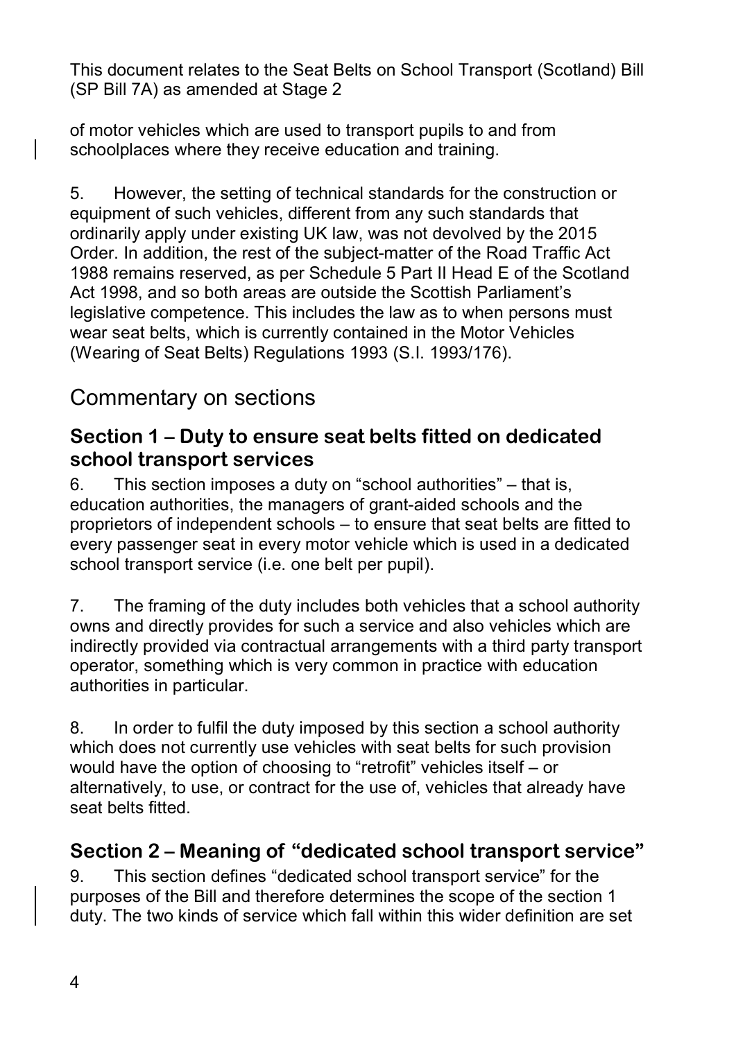of motor vehicles which are used to transport pupils to and from schoolplaces where they receive education and training.

5. However, the setting of technical standards for the construction or equipment of such vehicles, different from any such standards that ordinarily apply under existing UK law, was not devolved by the 2015 Order. In addition, the rest of the subject-matter of the Road Traffic Act 1988 remains reserved, as per Schedule 5 Part II Head E of the Scotland Act 1998, and so both areas are outside the Scottish Parliament's legislative competence. This includes the law as to when persons must wear seat belts, which is currently contained in the Motor Vehicles (Wearing of Seat Belts) Regulations 1993 (S.I. 1993/176).

## Commentary on sections

### Section 1 – Duty to ensure seat belts fitted on dedicated school transport services

6. This section imposes a duty on "school authorities" – that is, education authorities, the managers of grant-aided schools and the proprietors of independent schools – to ensure that seat belts are fitted to every passenger seat in every motor vehicle which is used in a dedicated school transport service (i.e. one belt per pupil).

7. The framing of the duty includes both vehicles that a school authority owns and directly provides for such a service and also vehicles which are indirectly provided via contractual arrangements with a third party transport operator, something which is very common in practice with education authorities in particular.

8. In order to fulfil the duty imposed by this section a school authority which does not currently use vehicles with seat belts for such provision would have the option of choosing to "retrofit" vehicles itself – or alternatively, to use, or contract for the use of, vehicles that already have seat belts fitted.

### Section 2 – Meaning of "dedicated school transport service"

9. This section defines "dedicated school transport service" for the purposes of the Bill and therefore determines the scope of the section 1 duty. The two kinds of service which fall within this wider definition are set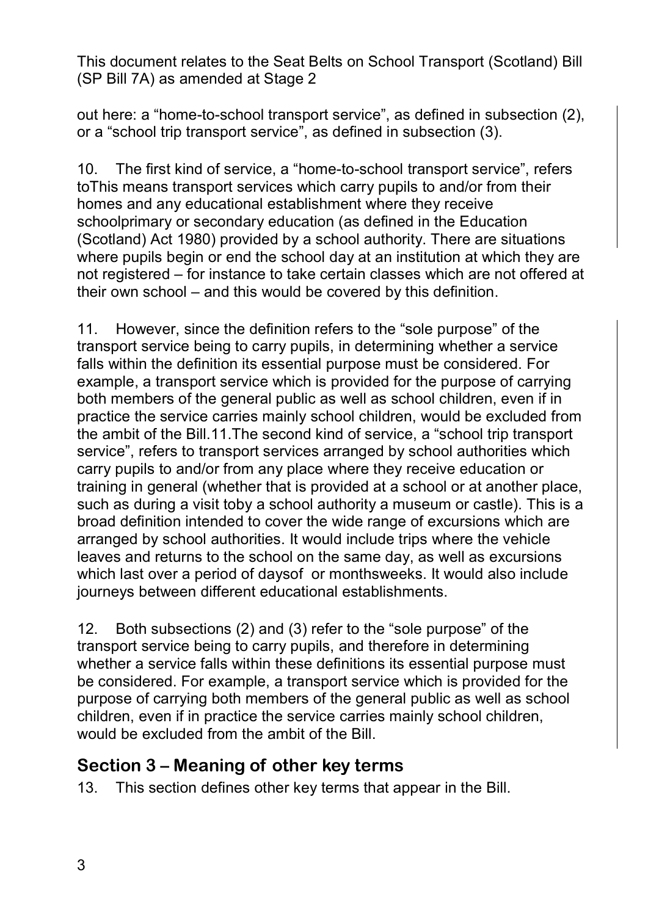out here: a “home-to-school transport service”, as defined in subsection (2), or a “school trip transport service”, as defined in subsection (3).

10. The first kind of service, a “home-to-school transport service”, refers toThis means transport services which carry pupils to and/or from their homes and any educational establishment where they receive schoolprimary or secondary education (as defined in the Education (Scotland) Act 1980) provided by a school authority. There are situations where pupils begin or end the school day at an institution at which they are not registered – for instance to take certain classes which are not offered at their own school – and this would be covered by this definition.

11. However, since the definition refers to the “sole purpose” of the transport service being to carry pupils, in determining whether a service falls within the definition its essential purpose must be considered. For example, a transport service which is provided for the purpose of carrying both members of the general public as well as school children, even if in practice the service carries mainly school children, would be excluded from the ambit of the Bill.11.The second kind of service, a “school trip transport service”, refers to transport services arranged by school authorities which carry pupils to and/or from any place where they receive education or training in general (whether that is provided at a school or at another place, such as during a visit toby a school authority a museum or castle). This is a broad definition intended to cover the wide range of excursions which are arranged by school authorities. It would include trips where the vehicle leaves and returns to the school on the same day, as well as excursions which last over a period of daysof or monthsweeks. It would also include journeys between different educational establishments.

12. Both subsections (2) and (3) refer to the “sole purpose” of the transport service being to carry pupils, and therefore in determining whether a service falls within these definitions its essential purpose must be considered. For example, a transport service which is provided for the purpose of carrying both members of the general public as well as school children, even if in practice the service carries mainly school children, would be excluded from the ambit of the Bill.

## Section 3 – Meaning of other key terms

13. This section defines other key terms that appear in the Bill.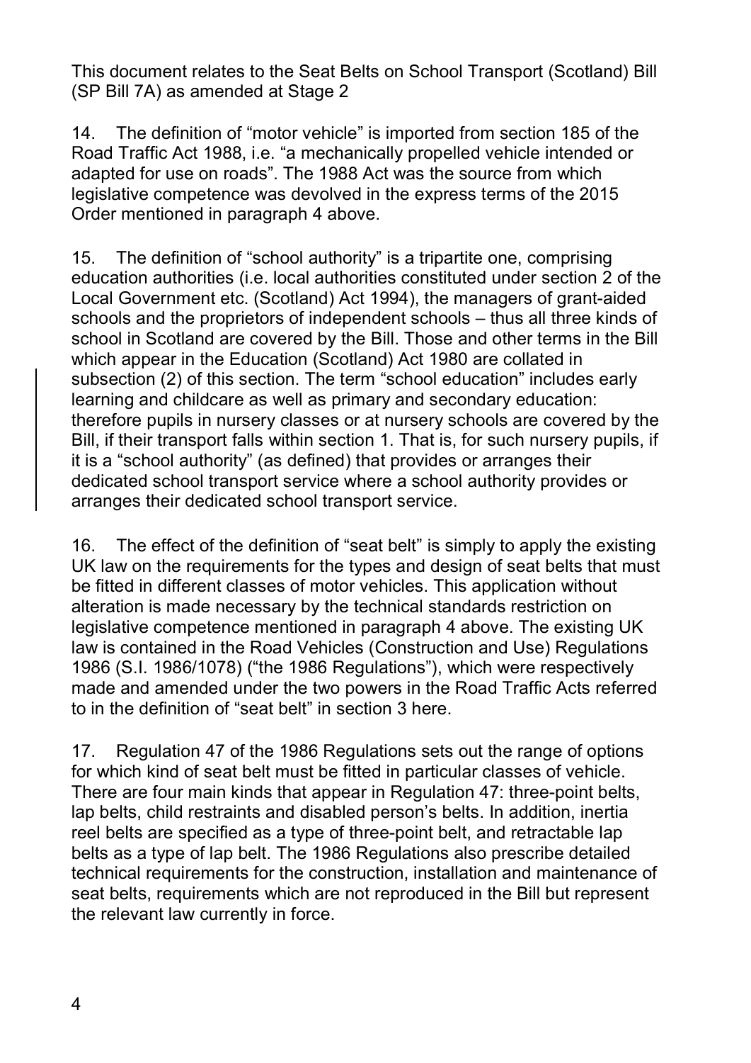This document relates to the Seat Belts on School Transport (Scotland) Bill (SP Bill 7A) as amended at Stage 2

14. The definition of "motor vehicle" is imported from section 185 of the Road Traffic Act 1988, i.e. "a mechanically propelled vehicle intended or adapted for use on roads". The 1988 Act was the source from which legislative competence was devolved in the express terms of the 2015 Order mentioned in paragraph 4 above.

15. The definition of "school authority" is a tripartite one, comprising education authorities (i.e. local authorities constituted under section 2 of the Local Government etc. (Scotland) Act 1994), the managers of grant-aided schools and the proprietors of independent schools – thus all three kinds of school in Scotland are covered by the Bill. Those and other terms in the Bill which appear in the Education (Scotland) Act 1980 are collated in subsection (2) of this section. The term "school education" includes early learning and childcare as well as primary and secondary education: therefore pupils in nursery classes or at nursery schools are covered by the Bill, if their transport falls within section 1. That is, for such nursery pupils, if it is a "school authority" (as defined) that provides or arranges their dedicated school transport service where a school authority provides or arranges their dedicated school transport service.

16. The effect of the definition of "seat belt" is simply to apply the existing UK law on the requirements for the types and design of seat belts that must be fitted in different classes of motor vehicles. This application without alteration is made necessary by the technical standards restriction on legislative competence mentioned in paragraph 4 above. The existing UK law is contained in the Road Vehicles (Construction and Use) Regulations 1986 (S.I. 1986/1078) ("the 1986 Regulations"), which were respectively made and amended under the two powers in the Road Traffic Acts referred to in the definition of "seat belt" in section 3 here.

17. Regulation 47 of the 1986 Regulations sets out the range of options for which kind of seat belt must be fitted in particular classes of vehicle. There are four main kinds that appear in Regulation 47: three-point belts, lap belts, child restraints and disabled person's belts. In addition, inertia reel belts are specified as a type of three-point belt, and retractable lap belts as a type of lap belt. The 1986 Regulations also prescribe detailed technical requirements for the construction, installation and maintenance of seat belts, requirements which are not reproduced in the Bill but represent the relevant law currently in force.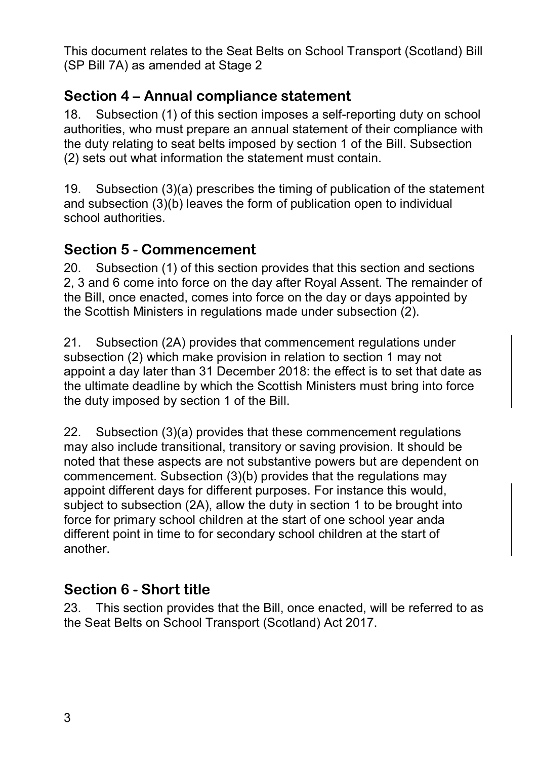This document relates to the Seat Belts on School Transport (Scotland) Bill (SP Bill 7A) as amended at Stage 2

## Section 4 – Annual compliance statement

18. Subsection (1) of this section imposes a self-reporting duty on school authorities, who must prepare an annual statement of their compliance with the duty relating to seat belts imposed by section 1 of the Bill. Subsection (2) sets out what information the statement must contain.

19. Subsection (3)(a) prescribes the timing of publication of the statement and subsection (3)(b) leaves the form of publication open to individual school authorities.

## Section 5 - Commencement

20. Subsection (1) of this section provides that this section and sections 2, 3 and 6 come into force on the day after Royal Assent. The remainder of the Bill, once enacted, comes into force on the day or days appointed by the Scottish Ministers in regulations made under subsection (2).

21. Subsection (2A) provides that commencement regulations under subsection (2) which make provision in relation to section 1 may not appoint a day later than 31 December 2018: the effect is to set that date as the ultimate deadline by which the Scottish Ministers must bring into force the duty imposed by section 1 of the Bill.

22. Subsection (3)(a) provides that these commencement regulations may also include transitional, transitory or saving provision. It should be noted that these aspects are not substantive powers but are dependent on commencement. Subsection (3)(b) provides that the regulations may appoint different days for different purposes. For instance this would, subject to subsection (2A), allow the duty in section 1 to be brought into force for primary school children at the start of one school year anda different point in time to for secondary school children at the start of another.

## Section 6 - Short title

23. This section provides that the Bill, once enacted, will be referred to as the Seat Belts on School Transport (Scotland) Act 2017.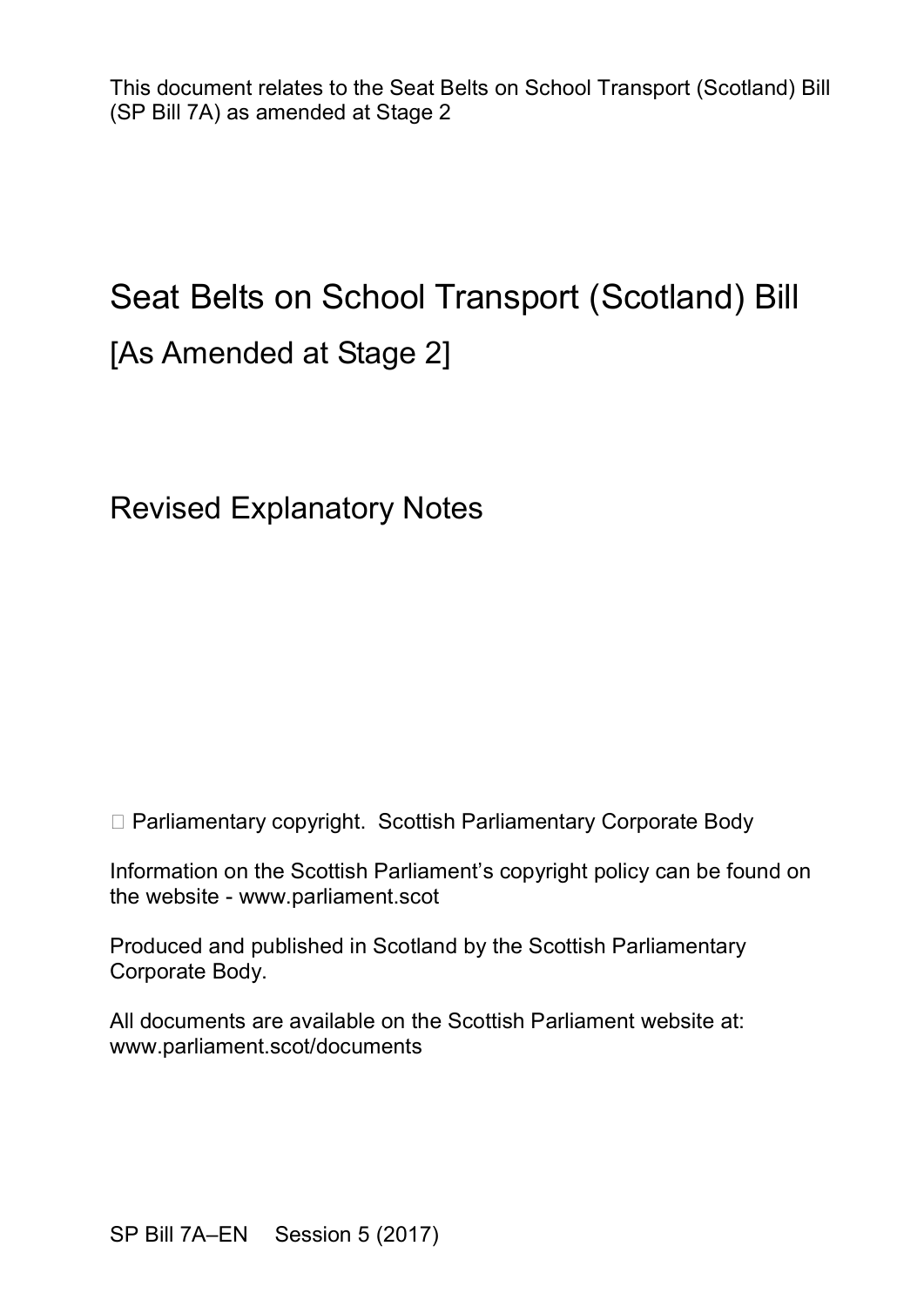This document relates to the Seat Belts on School Transport (Scotland) Bill (SP Bill 7A) as amended at Stage 2

# Seat Belts on School Transport (Scotland) Bill

## [As Amended at Stage 2]

## Revised Explanatory Notes

 Parliamentary copyright. Scottish Parliamentary Corporate Body

Information on the Scottish Parliament's copyright policy can be found on the website - www.parliament.scot

Produced and published in Scotland by the Scottish Parliamentary Corporate Body.

All documents are available on the Scottish Parliament website at: www.parliament.scot/documents

SP Bill 7A–EN Session 5 (2017)